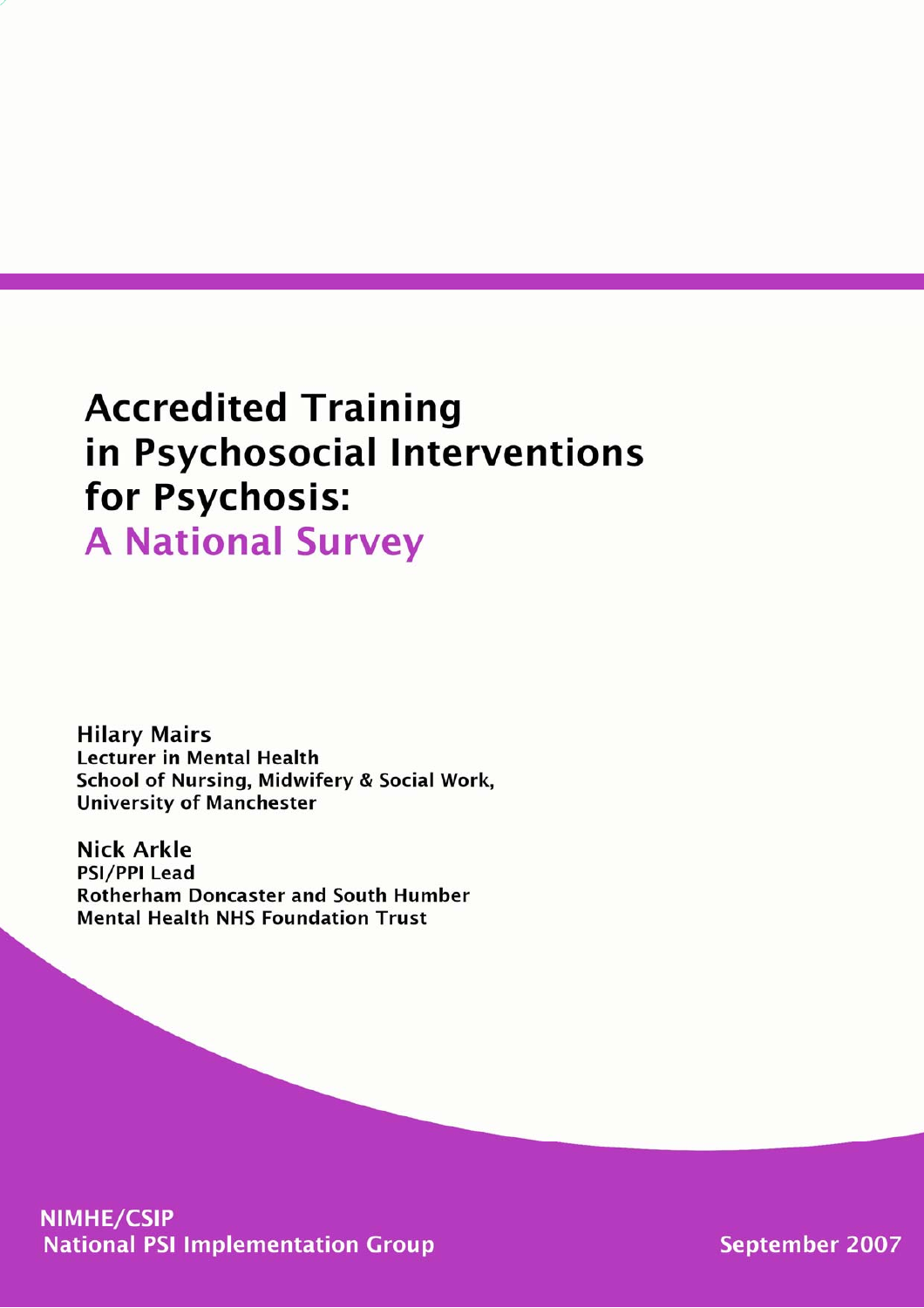# Accredited Training in Psychosocial Interventions for Psychosis: A National Survey

**Hilary Mairs**
**Lecturer in Mental Health**
**School of Nursing, Midwifery & Social Work,**
**University of Manchester**

**Nick Arkle**
**PSI/PPI Lead**
**Rotherham Doncaster and South Humber**
**Mental Health NHS Foundation Trust**

**NIMHE/CSIP**
**National PSI Implementation Group**

**September 2007**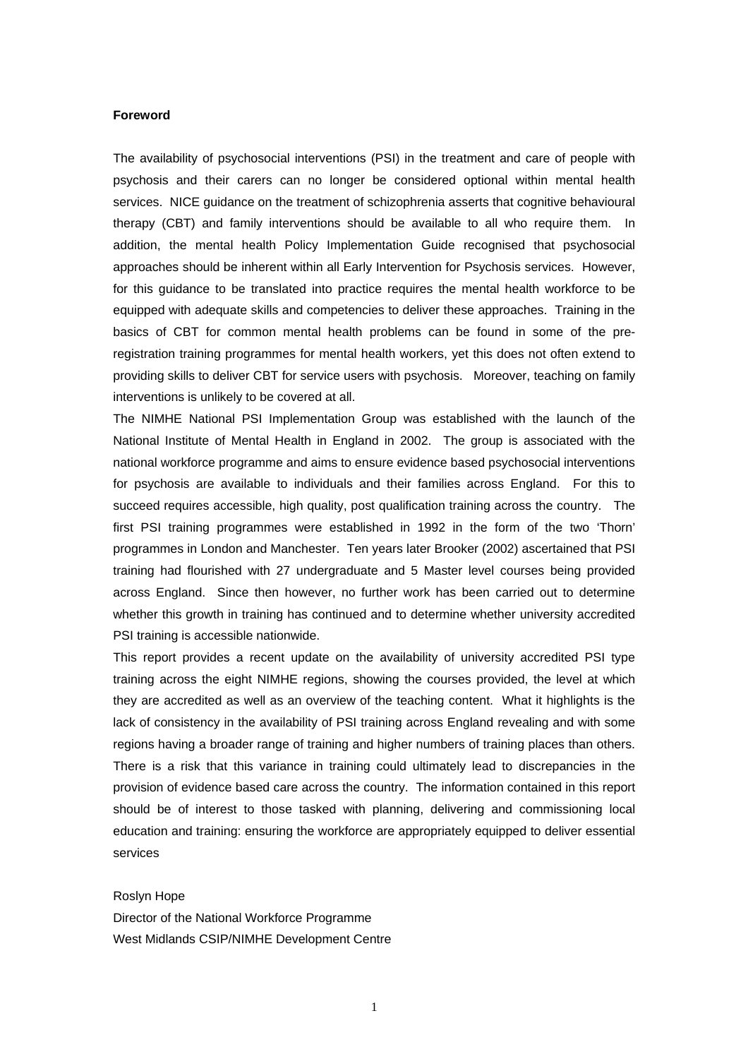**Foreword**

The availability of psychosocial interventions (PSI) in the treatment and care of people with psychosis and their carers can no longer be considered optional within mental health services. NICE guidance on the treatment of schizophrenia asserts that cognitive behavioural therapy (CBT) and family interventions should be available to all who require them. In addition, the mental health Policy Implementation Guide recognised that psychosocial approaches should be inherent within all Early Intervention for Psychosis services. However, for this guidance to be translated into practice requires the mental health workforce to be equipped with adequate skills and competencies to deliver these approaches. Training in the basics of CBT for common mental health problems can be found in some of the pre-registration training programmes for mental health workers, yet this does not often extend to providing skills to deliver CBT for service users with psychosis. Moreover, teaching on family interventions is unlikely to be covered at all.

The NIMHE National PSI Implementation Group was established with the launch of the National Institute of Mental Health in England in 2002. The group is associated with the national workforce programme and aims to ensure evidence based psychosocial interventions for psychosis are available to individuals and their families across England. For this to succeed requires accessible, high quality, post qualification training across the country. The first PSI training programmes were established in 1992 in the form of the two 'Thorn' programmes in London and Manchester. Ten years later Brooker (2002) ascertained that PSI training had flourished with 27 undergraduate and 5 Master level courses being provided across England. Since then however, no further work has been carried out to determine whether this growth in training has continued and to determine whether university accredited PSI training is accessible nationwide.

This report provides a recent update on the availability of university accredited PSI type training across the eight NIMHE regions, showing the courses provided, the level at which they are accredited as well as an overview of the teaching content. What it highlights is the lack of consistency in the availability of PSI training across England revealing and with some regions having a broader range of training and higher numbers of training places than others. There is a risk that this variance in training could ultimately lead to discrepancies in the provision of evidence based care across the country. The information contained in this report should be of interest to those tasked with planning, delivering and commissioning local education and training: ensuring the workforce are appropriately equipped to deliver essential services

Roslyn Hope
Director of the National Workforce Programme
West Midlands CSIP/NIMHE Development Centre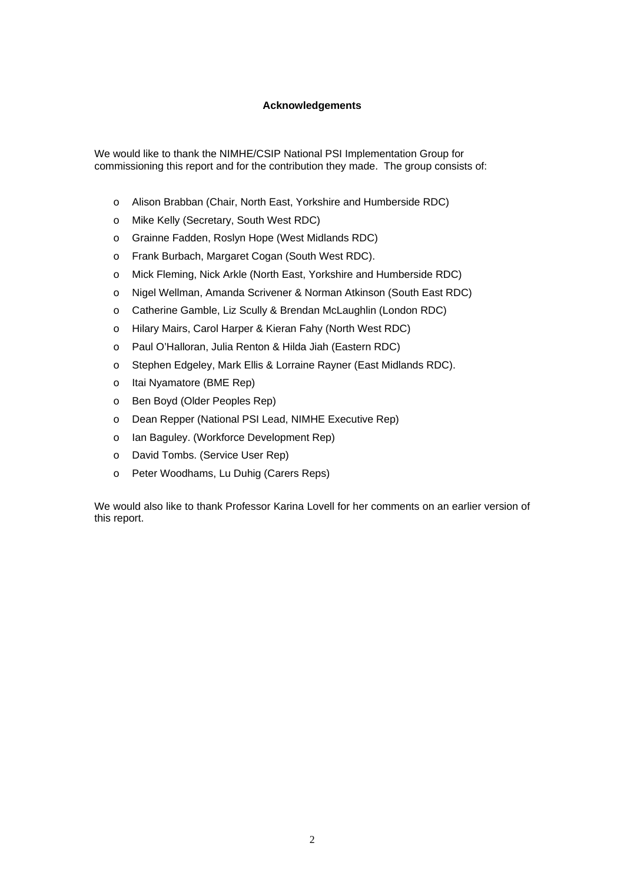## Acknowledgements

We would like to thank the NIMHE/CSIP National PSI Implementation Group for commissioning this report and for the contribution they made. The group consists of:

- Alison Brabban (Chair, North East, Yorkshire and Humberside RDC)
- Mike Kelly (Secretary, South West RDC)
- Grainne Fadden, Roslyn Hope (West Midlands RDC)
- Frank Burbach, Margaret Cogan (South West RDC).
- Mick Fleming, Nick Arkle (North East, Yorkshire and Humberside RDC)
- Nigel Wellman, Amanda Scrivener & Norman Atkinson (South East RDC)
- Catherine Gamble, Liz Scully & Brendan McLaughlin (London RDC)
- Hilary Mairs, Carol Harper & Kieran Fahy (North West RDC)
- Paul O'Halloran, Julia Renton & Hilda Jiah (Eastern RDC)
- Stephen Edgeley, Mark Ellis & Lorraine Rayner (East Midlands RDC).
- Itai Nyamatore (BME Rep)
- Ben Boyd (Older Peoples Rep)
- Dean Repper (National PSI Lead, NIMHE Executive Rep)
- Ian Baguley. (Workforce Development Rep)
- David Tombs. (Service User Rep)
- Peter Woodhams, Lu Duhig (Carers Reps)

We would also like to thank Professor Karina Lovell for her comments on an earlier version of this report.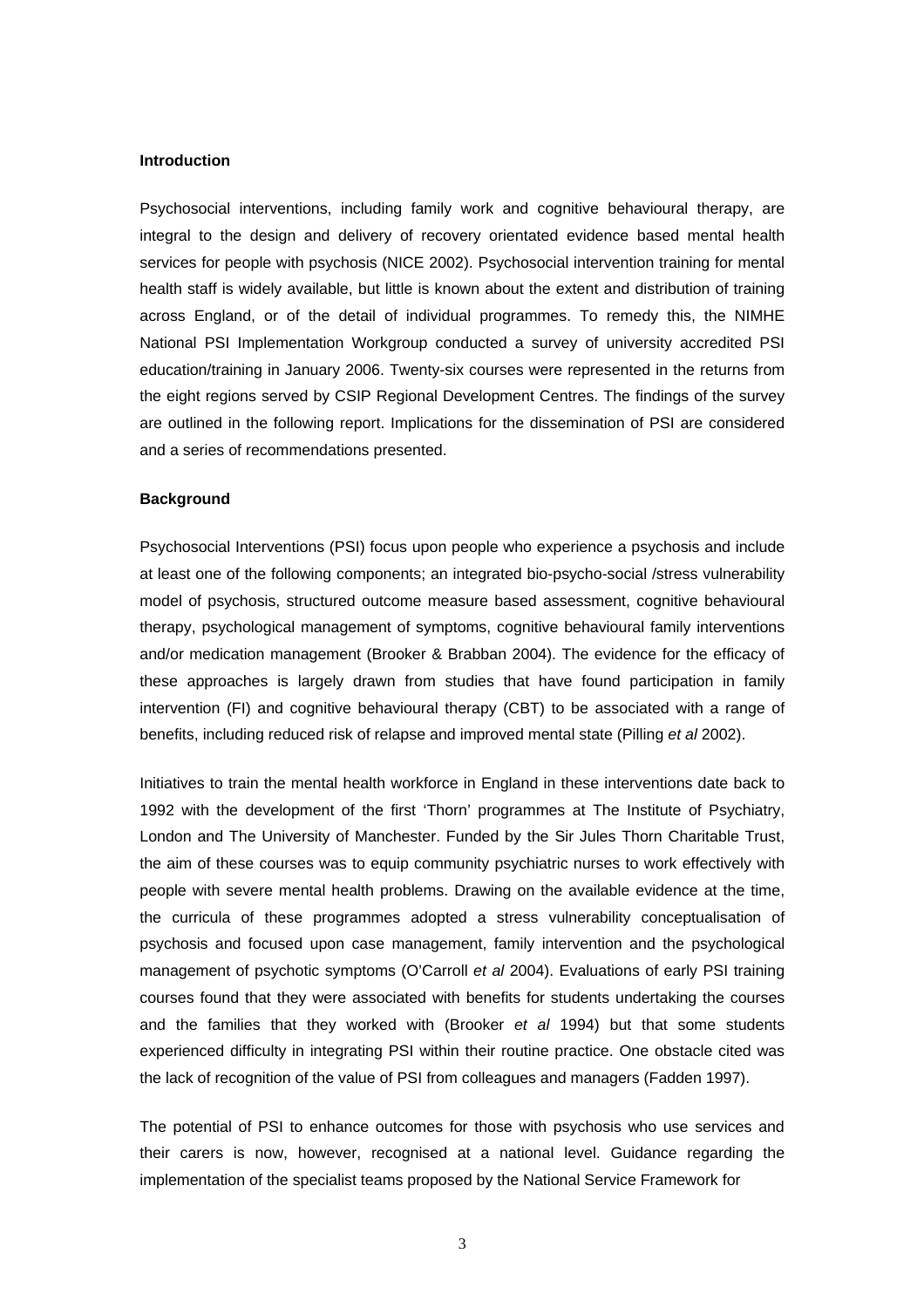**Introduction**

Psychosocial interventions, including family work and cognitive behavioural therapy, are integral to the design and delivery of recovery orientated evidence based mental health services for people with psychosis (NICE 2002). Psychosocial intervention training for mental health staff is widely available, but little is known about the extent and distribution of training across England, or of the detail of individual programmes. To remedy this, the NIMHE National PSI Implementation Workgroup conducted a survey of university accredited PSI education/training in January 2006. Twenty-six courses were represented in the returns from the eight regions served by CSIP Regional Development Centres. The findings of the survey are outlined in the following report. Implications for the dissemination of PSI are considered and a series of recommendations presented.

**Background**

Psychosocial Interventions (PSI) focus upon people who experience a psychosis and include at least one of the following components; an integrated bio-psycho-social /stress vulnerability model of psychosis, structured outcome measure based assessment, cognitive behavioural therapy, psychological management of symptoms, cognitive behavioural family interventions and/or medication management (Brooker & Brabban 2004). The evidence for the efficacy of these approaches is largely drawn from studies that have found participation in family intervention (FI) and cognitive behavioural therapy (CBT) to be associated with a range of benefits, including reduced risk of relapse and improved mental state (Pilling *et al* 2002).

Initiatives to train the mental health workforce in England in these interventions date back to 1992 with the development of the first 'Thorn' programmes at The Institute of Psychiatry, London and The University of Manchester. Funded by the Sir Jules Thorn Charitable Trust, the aim of these courses was to equip community psychiatric nurses to work effectively with people with severe mental health problems. Drawing on the available evidence at the time, the curricula of these programmes adopted a stress vulnerability conceptualisation of psychosis and focused upon case management, family intervention and the psychological management of psychotic symptoms (O'Carroll *et al* 2004). Evaluations of early PSI training courses found that they were associated with benefits for students undertaking the courses and the families that they worked with (Brooker *et al* 1994) but that some students experienced difficulty in integrating PSI within their routine practice. One obstacle cited was the lack of recognition of the value of PSI from colleagues and managers (Fadden 1997).

The potential of PSI to enhance outcomes for those with psychosis who use services and their carers is now, however, recognised at a national level. Guidance regarding the implementation of the specialist teams proposed by the National Service Framework for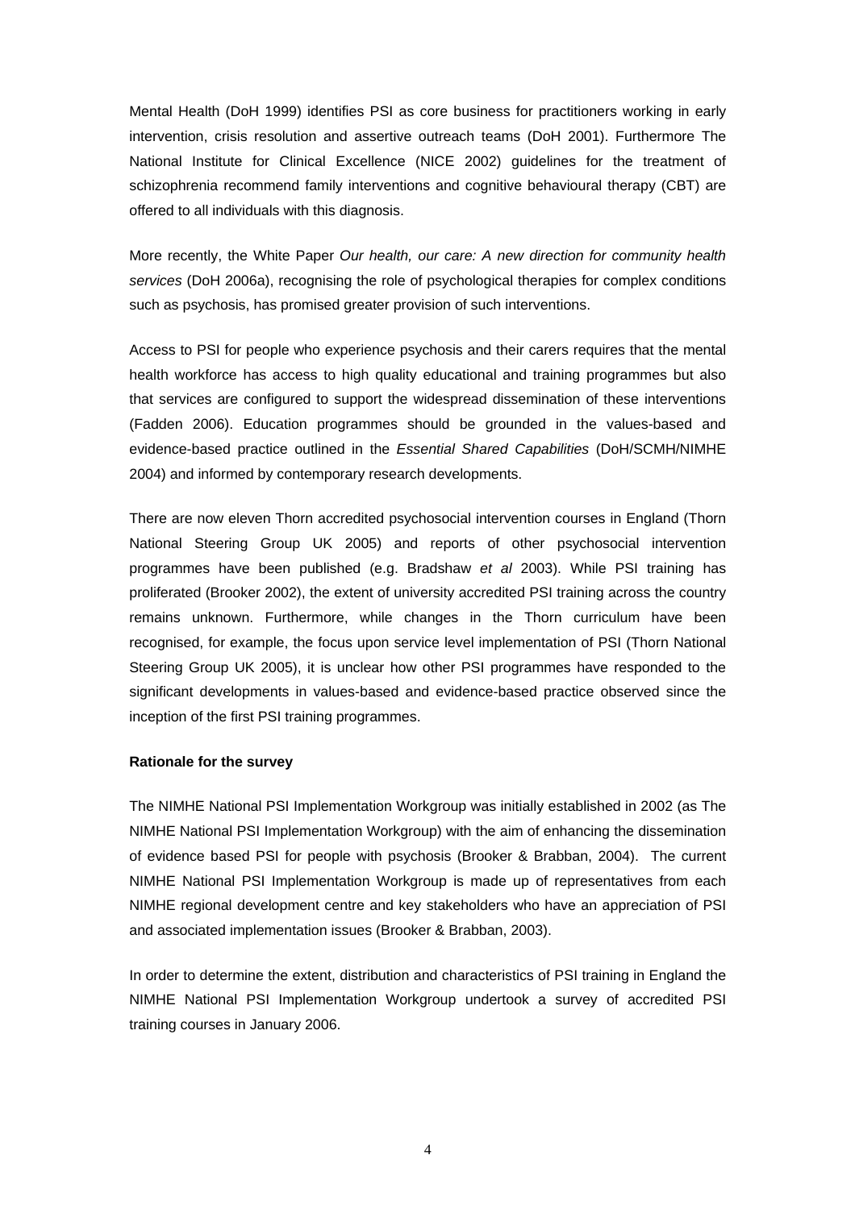Mental Health (DoH 1999) identifies PSI as core business for practitioners working in early intervention, crisis resolution and assertive outreach teams (DoH 2001). Furthermore The National Institute for Clinical Excellence (NICE 2002) guidelines for the treatment of schizophrenia recommend family interventions and cognitive behavioural therapy (CBT) are offered to all individuals with this diagnosis.

More recently, the White Paper *Our health, our care: A new direction for community health services* (DoH 2006a), recognising the role of psychological therapies for complex conditions such as psychosis, has promised greater provision of such interventions.

Access to PSI for people who experience psychosis and their carers requires that the mental health workforce has access to high quality educational and training programmes but also that services are configured to support the widespread dissemination of these interventions (Fadden 2006). Education programmes should be grounded in the values-based and evidence-based practice outlined in the *Essential Shared Capabilities* (DoH/SCMH/NIMHE 2004) and informed by contemporary research developments.

There are now eleven Thorn accredited psychosocial intervention courses in England (Thorn National Steering Group UK 2005) and reports of other psychosocial intervention programmes have been published (e.g. Bradshaw *et al* 2003). While PSI training has proliferated (Brooker 2002), the extent of university accredited PSI training across the country remains unknown. Furthermore, while changes in the Thorn curriculum have been recognised, for example, the focus upon service level implementation of PSI (Thorn National Steering Group UK 2005), it is unclear how other PSI programmes have responded to the significant developments in values-based and evidence-based practice observed since the inception of the first PSI training programmes.

**Rationale for the survey**

The NIMHE National PSI Implementation Workgroup was initially established in 2002 (as The NIMHE National PSI Implementation Workgroup) with the aim of enhancing the dissemination of evidence based PSI for people with psychosis (Brooker & Brabban, 2004). The current NIMHE National PSI Implementation Workgroup is made up of representatives from each NIMHE regional development centre and key stakeholders who have an appreciation of PSI and associated implementation issues (Brooker & Brabban, 2003).

In order to determine the extent, distribution and characteristics of PSI training in England the NIMHE National PSI Implementation Workgroup undertook a survey of accredited PSI training courses in January 2006.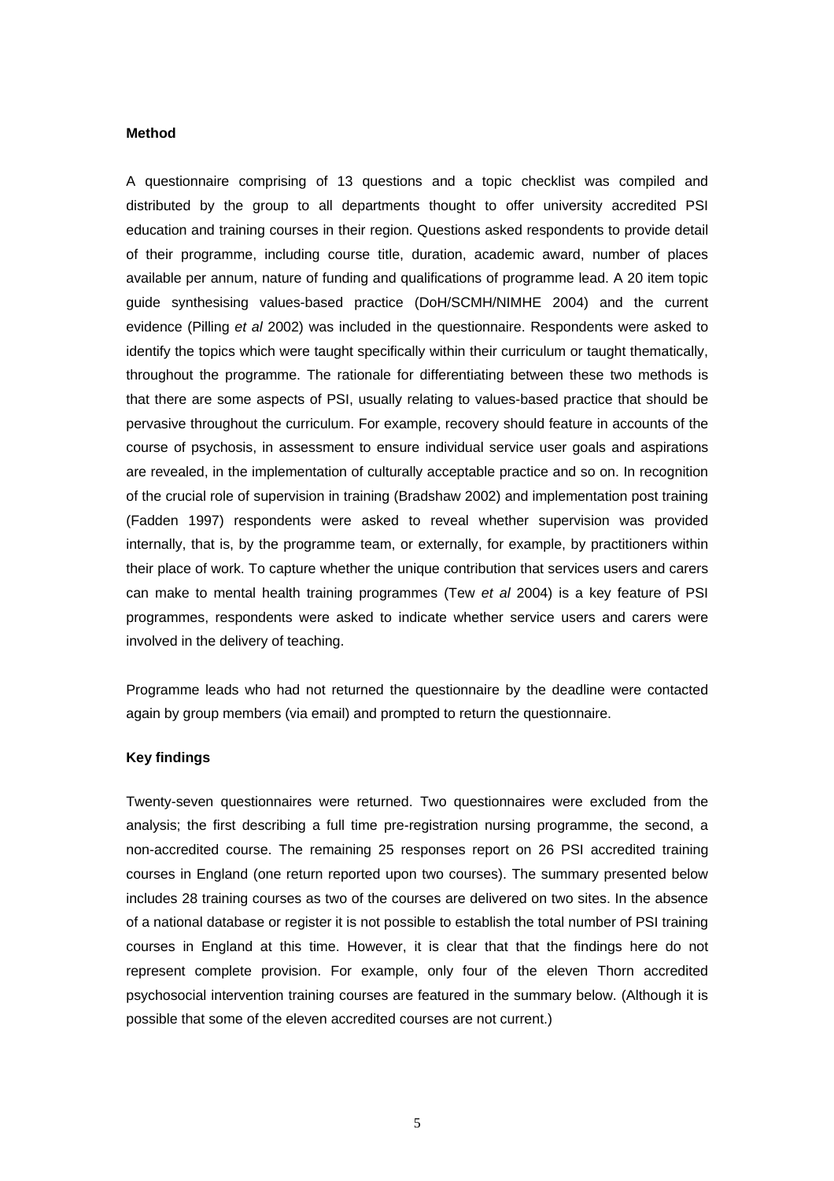**Method**

A questionnaire comprising of 13 questions and a topic checklist was compiled and distributed by the group to all departments thought to offer university accredited PSI education and training courses in their region. Questions asked respondents to provide detail of their programme, including course title, duration, academic award, number of places available per annum, nature of funding and qualifications of programme lead. A 20 item topic guide synthesising values-based practice (DoH/SCMH/NIMHE 2004) and the current evidence (Pilling *et al* 2002) was included in the questionnaire. Respondents were asked to identify the topics which were taught specifically within their curriculum or taught thematically, throughout the programme. The rationale for differentiating between these two methods is that there are some aspects of PSI, usually relating to values-based practice that should be pervasive throughout the curriculum. For example, recovery should feature in accounts of the course of psychosis, in assessment to ensure individual service user goals and aspirations are revealed, in the implementation of culturally acceptable practice and so on. In recognition of the crucial role of supervision in training (Bradshaw 2002) and implementation post training (Fadden 1997) respondents were asked to reveal whether supervision was provided internally, that is, by the programme team, or externally, for example, by practitioners within their place of work. To capture whether the unique contribution that services users and carers can make to mental health training programmes (Tew *et al* 2004) is a key feature of PSI programmes, respondents were asked to indicate whether service users and carers were involved in the delivery of teaching.

Programme leads who had not returned the questionnaire by the deadline were contacted again by group members (via email) and prompted to return the questionnaire.

**Key findings**

Twenty-seven questionnaires were returned. Two questionnaires were excluded from the analysis; the first describing a full time pre-registration nursing programme, the second, a non-accredited course. The remaining 25 responses report on 26 PSI accredited training courses in England (one return reported upon two courses). The summary presented below includes 28 training courses as two of the courses are delivered on two sites. In the absence of a national database or register it is not possible to establish the total number of PSI training courses in England at this time. However, it is clear that that the findings here do not represent complete provision. For example, only four of the eleven Thorn accredited psychosocial intervention training courses are featured in the summary below. (Although it is possible that some of the eleven accredited courses are not current.)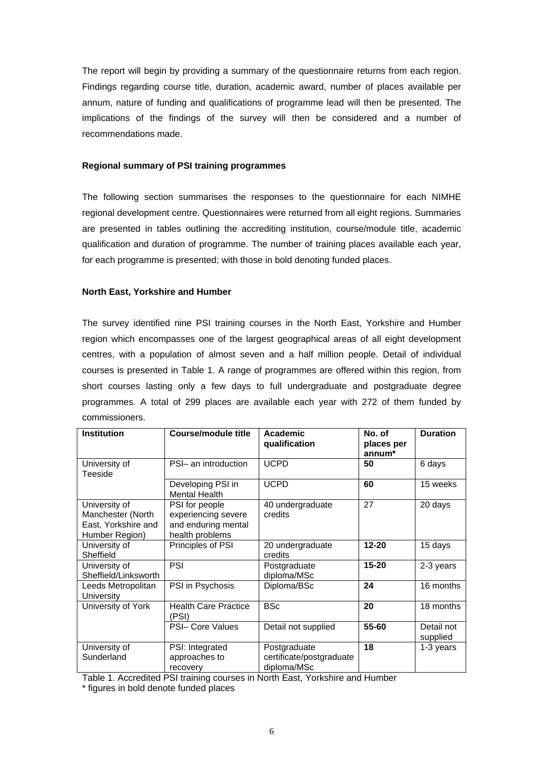The report will begin by providing a summary of the questionnaire returns from each region. Findings regarding course title, duration, academic award, number of places available per annum, nature of funding and qualifications of programme lead will then be presented. The implications of the findings of the survey will then be considered and a number of recommendations made.

**Regional summary of PSI training programmes**

The following section summarises the responses to the questionnaire for each NIMHE regional development centre. Questionnaires were returned from all eight regions. Summaries are presented in tables outlining the accrediting institution, course/module title, academic qualification and duration of programme. The number of training places available each year, for each programme is presented; with those in bold denoting funded places.

**North East, Yorkshire and Humber**

The survey identified nine PSI training courses in the North East, Yorkshire and Humber region which encompasses one of the largest geographical areas of all eight development centres, with a population of almost seven and a half million people. Detail of individual courses is presented in Table 1. A range of programmes are offered within this region, from short courses lasting only a few days to full undergraduate and postgraduate degree programmes. A total of 299 places are available each year with 272 of them funded by commissioners.

| Institution | Course/module title | Academic qualification | No. of places per annum* | Duration |
|---|---|---|---|---|
| University of Teeside | PSI– an introduction | UCPD | **50** | 6 days |
| | Developing PSI in Mental Health | UCPD | **60** | 15 weeks |
| University of Manchester (North East, Yorkshire and Humber Region) | PSI for people experiencing severe and enduring mental health problems | 40 undergraduate credits | 27 | 20 days |
| University of Sheffield | Principles of PSI | 20 undergraduate credits | **12-20** | 15 days |
| University of Sheffield/Linksworth | PSI | Postgraduate diploma/MSc | **15-20** | 2-3 years |
| Leeds Metropolitan University | PSI in Psychosis | Diploma/BSc | **24** | 16 months |
| University of York | Health Care Practice (PSI) | BSc | **20** | 18 months |
| | PSI– Core Values | Detail not supplied | **55-60** | Detail not supplied |
| University of Sunderland | PSI: Integrated approaches to recovery | Postgraduate certificate/postgraduate diploma/MSc | **18** | 1-3 years |

Table 1. Accredited PSI training courses in North East, Yorkshire and Humber

\* figures in bold denote funded places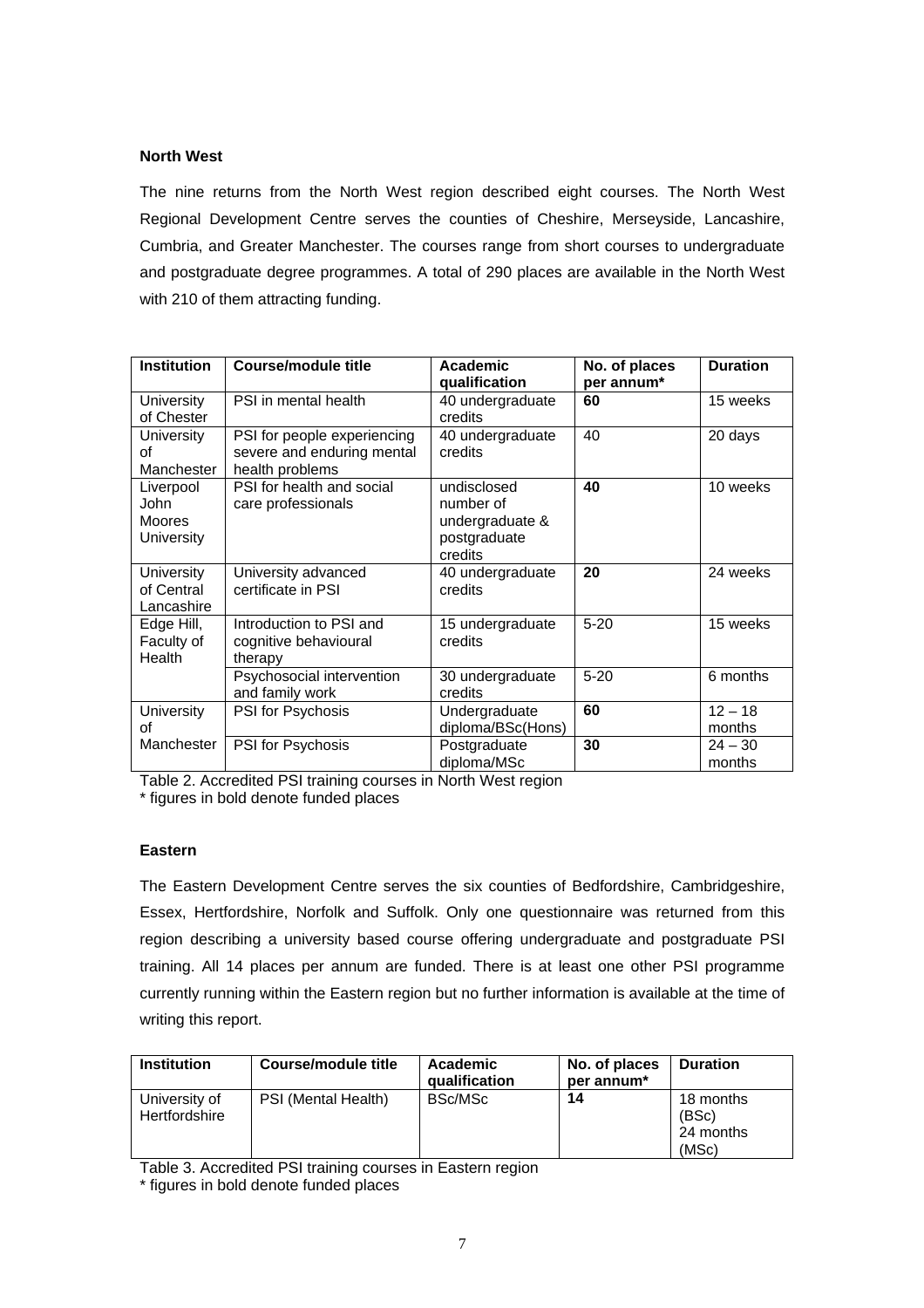### North West

The nine returns from the North West region described eight courses. The North West Regional Development Centre serves the counties of Cheshire, Merseyside, Lancashire, Cumbria, and Greater Manchester. The courses range from short courses to undergraduate and postgraduate degree programmes. A total of 290 places are available in the North West with 210 of them attracting funding.

| Institution | Course/module title | Academic qualification | No. of places per annum* | Duration |
|---|---|---|---|---|
| University of Chester | PSI in mental health | 40 undergraduate credits | **60** | 15 weeks |
| University of Manchester | PSI for people experiencing severe and enduring mental health problems | 40 undergraduate credits | 40 | 20 days |
| Liverpool John Moores University | PSI for health and social care professionals | undisclosed number of undergraduate & postgraduate credits | **40** | 10 weeks |
| University of Central Lancashire | University advanced certificate in PSI | 40 undergraduate credits | **20** | 24 weeks |
| Edge Hill, Faculty of Health | Introduction to PSI and cognitive behavioural therapy | 15 undergraduate credits | 5-20 | 15 weeks |
| | Psychosocial intervention and family work | 30 undergraduate credits | 5-20 | 6 months |
| University of Manchester | PSI for Psychosis | Undergraduate diploma/BSc(Hons) | **60** | 12 – 18 months |
| | PSI for Psychosis | Postgraduate diploma/MSc | **30** | 24 – 30 months |

Table 2. Accredited PSI training courses in North West region
* figures in bold denote funded places

### Eastern

The Eastern Development Centre serves the six counties of Bedfordshire, Cambridgeshire, Essex, Hertfordshire, Norfolk and Suffolk. Only one questionnaire was returned from this region describing a university based course offering undergraduate and postgraduate PSI training. All 14 places per annum are funded. There is at least one other PSI programme currently running within the Eastern region but no further information is available at the time of writing this report.

| Institution | Course/module title | Academic qualification | No. of places per annum* | Duration |
|---|---|---|---|---|
| University of Hertfordshire | PSI (Mental Health) | BSc/MSc | **14** | 18 months (BSc) 24 months (MSc) |

Table 3. Accredited PSI training courses in Eastern region
* figures in bold denote funded places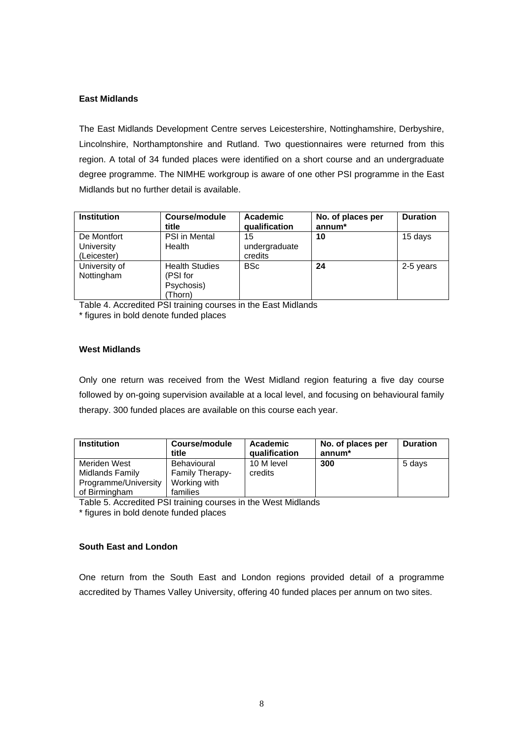**East Midlands**

The East Midlands Development Centre serves Leicestershire, Nottinghamshire, Derbyshire, Lincolnshire, Northamptonshire and Rutland. Two questionnaires were returned from this region. A total of 34 funded places were identified on a short course and an undergraduate degree programme. The NIMHE workgroup is aware of one other PSI programme in the East Midlands but no further detail is available.

| Institution | Course/module title | Academic qualification | No. of places per annum* | Duration |
|---|---|---|---|---|
| De Montfort University (Leicester) | PSI in Mental Health | 15 undergraduate credits | **10** | 15 days |
| University of Nottingham | Health Studies (PSI for Psychosis) (Thorn) | BSc | **24** | 2-5 years |

Table 4. Accredited PSI training courses in the East Midlands
* figures in bold denote funded places

**West Midlands**

Only one return was received from the West Midland region featuring a five day course followed by on-going supervision available at a local level, and focusing on behavioural family therapy. 300 funded places are available on this course each year.

| Institution | Course/module title | Academic qualification | No. of places per annum* | Duration |
|---|---|---|---|---|
| Meriden West Midlands Family Programme/University of Birmingham | Behavioural Family Therapy- Working with families | 10 M level credits | **300** | 5 days |

Table 5. Accredited PSI training courses in the West Midlands
* figures in bold denote funded places

**South East and London**

One return from the South East and London regions provided detail of a programme accredited by Thames Valley University, offering 40 funded places per annum on two sites.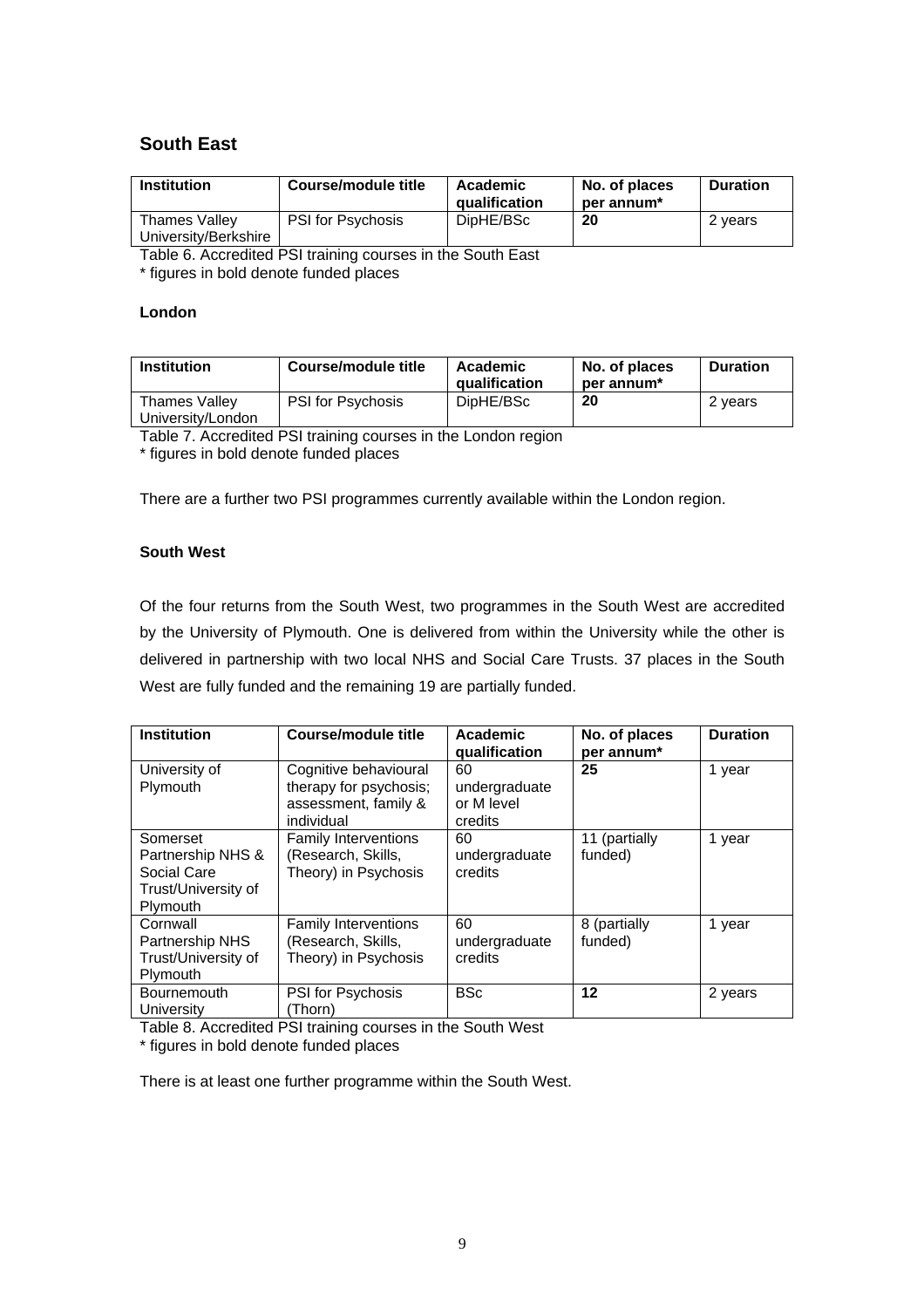## South East

| Institution | Course/module title | Academic qualification | No. of places per annum* | Duration |
|---|---|---|---|---|
| Thames Valley University/Berkshire | PSI for Psychosis | DipHE/BSc | **20** | 2 years |

Table 6. Accredited PSI training courses in the South East
\* figures in bold denote funded places

**London**

| Institution | Course/module title | Academic qualification | No. of places per annum* | Duration |
|---|---|---|---|---|
| Thames Valley University/London | PSI for Psychosis | DipHE/BSc | **20** | 2 years |

Table 7. Accredited PSI training courses in the London region
\* figures in bold denote funded places

There are a further two PSI programmes currently available within the London region.

**South West**

Of the four returns from the South West, two programmes in the South West are accredited by the University of Plymouth. One is delivered from within the University while the other is delivered in partnership with two local NHS and Social Care Trusts. 37 places in the South West are fully funded and the remaining 19 are partially funded.

| Institution | Course/module title | Academic qualification | No. of places per annum* | Duration |
|---|---|---|---|---|
| University of Plymouth | Cognitive behavioural therapy for psychosis; assessment, family & individual | 60 undergraduate or M level credits | **25** | 1 year |
| Somerset Partnership NHS & Social Care Trust/University of Plymouth | Family Interventions (Research, Skills, Theory) in Psychosis | 60 undergraduate credits | 11 (partially funded) | 1 year |
| Cornwall Partnership NHS Trust/University of Plymouth | Family Interventions (Research, Skills, Theory) in Psychosis | 60 undergraduate credits | 8 (partially funded) | 1 year |
| Bournemouth University | PSI for Psychosis (Thorn) | BSc | **12** | 2 years |

Table 8. Accredited PSI training courses in the South West
\* figures in bold denote funded places

There is at least one further programme within the South West.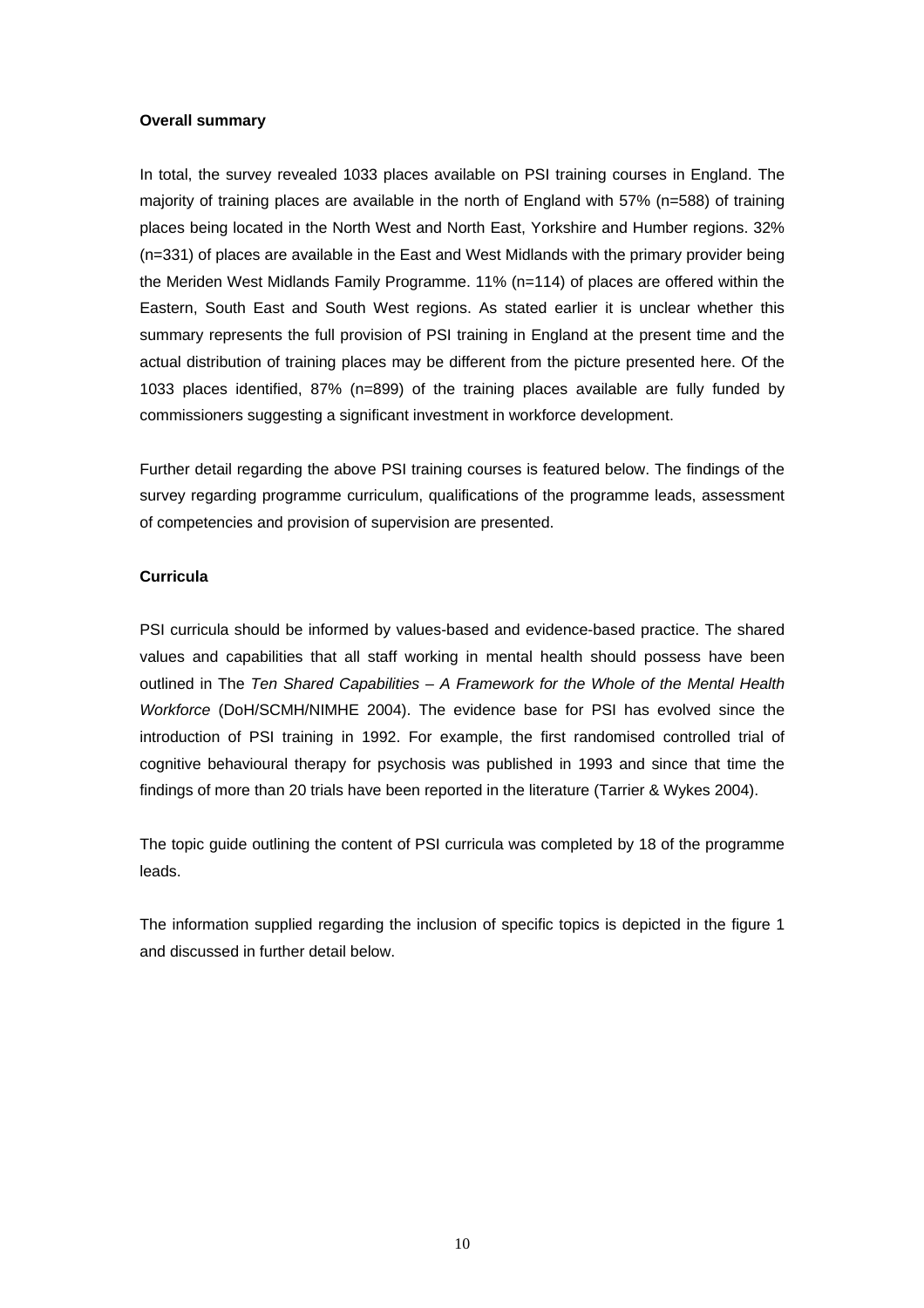**Overall summary**

In total, the survey revealed 1033 places available on PSI training courses in England. The majority of training places are available in the north of England with 57% (n=588) of training places being located in the North West and North East, Yorkshire and Humber regions. 32% (n=331) of places are available in the East and West Midlands with the primary provider being the Meriden West Midlands Family Programme. 11% (n=114) of places are offered within the Eastern, South East and South West regions. As stated earlier it is unclear whether this summary represents the full provision of PSI training in England at the present time and the actual distribution of training places may be different from the picture presented here. Of the 1033 places identified, 87% (n=899) of the training places available are fully funded by commissioners suggesting a significant investment in workforce development.

Further detail regarding the above PSI training courses is featured below. The findings of the survey regarding programme curriculum, qualifications of the programme leads, assessment of competencies and provision of supervision are presented.

**Curricula**

PSI curricula should be informed by values-based and evidence-based practice. The shared values and capabilities that all staff working in mental health should possess have been outlined in The *Ten Shared Capabilities – A Framework for the Whole of the Mental Health Workforce* (DoH/SCMH/NIMHE 2004). The evidence base for PSI has evolved since the introduction of PSI training in 1992. For example, the first randomised controlled trial of cognitive behavioural therapy for psychosis was published in 1993 and since that time the findings of more than 20 trials have been reported in the literature (Tarrier & Wykes 2004).

The topic guide outlining the content of PSI curricula was completed by 18 of the programme leads.

The information supplied regarding the inclusion of specific topics is depicted in the figure 1 and discussed in further detail below.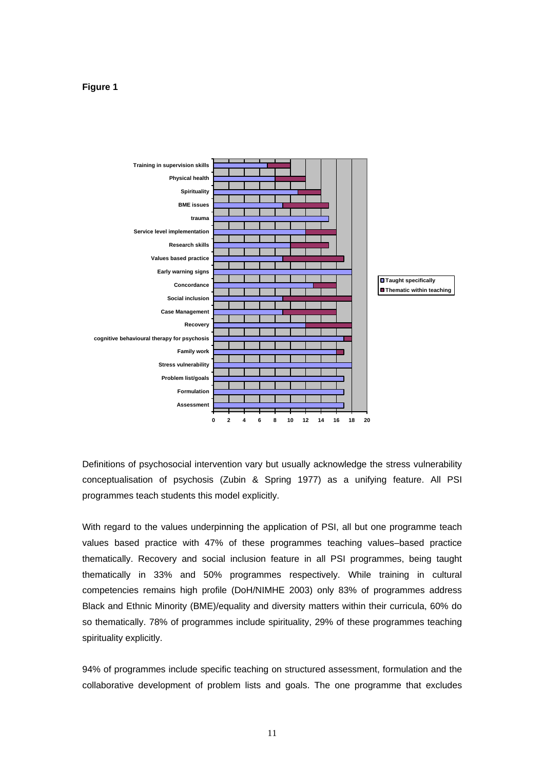**Figure 1**

Definitions of psychosocial intervention vary but usually acknowledge the stress vulnerability conceptualisation of psychosis (Zubin & Spring 1977) as a unifying feature. All PSI programmes teach students this model explicitly.

With regard to the values underpinning the application of PSI, all but one programme teach values based practice with 47% of these programmes teaching values–based practice thematically. Recovery and social inclusion feature in all PSI programmes, being taught thematically in 33% and 50% programmes respectively. While training in cultural competencies remains high profile (DoH/NIMHE 2003) only 83% of programmes address Black and Ethnic Minority (BME)/equality and diversity matters within their curricula, 60% do so thematically. 78% of programmes include spirituality, 29% of these programmes teaching spirituality explicitly.

94% of programmes include specific teaching on structured assessment, formulation and the collaborative development of problem lists and goals. The one programme that excludes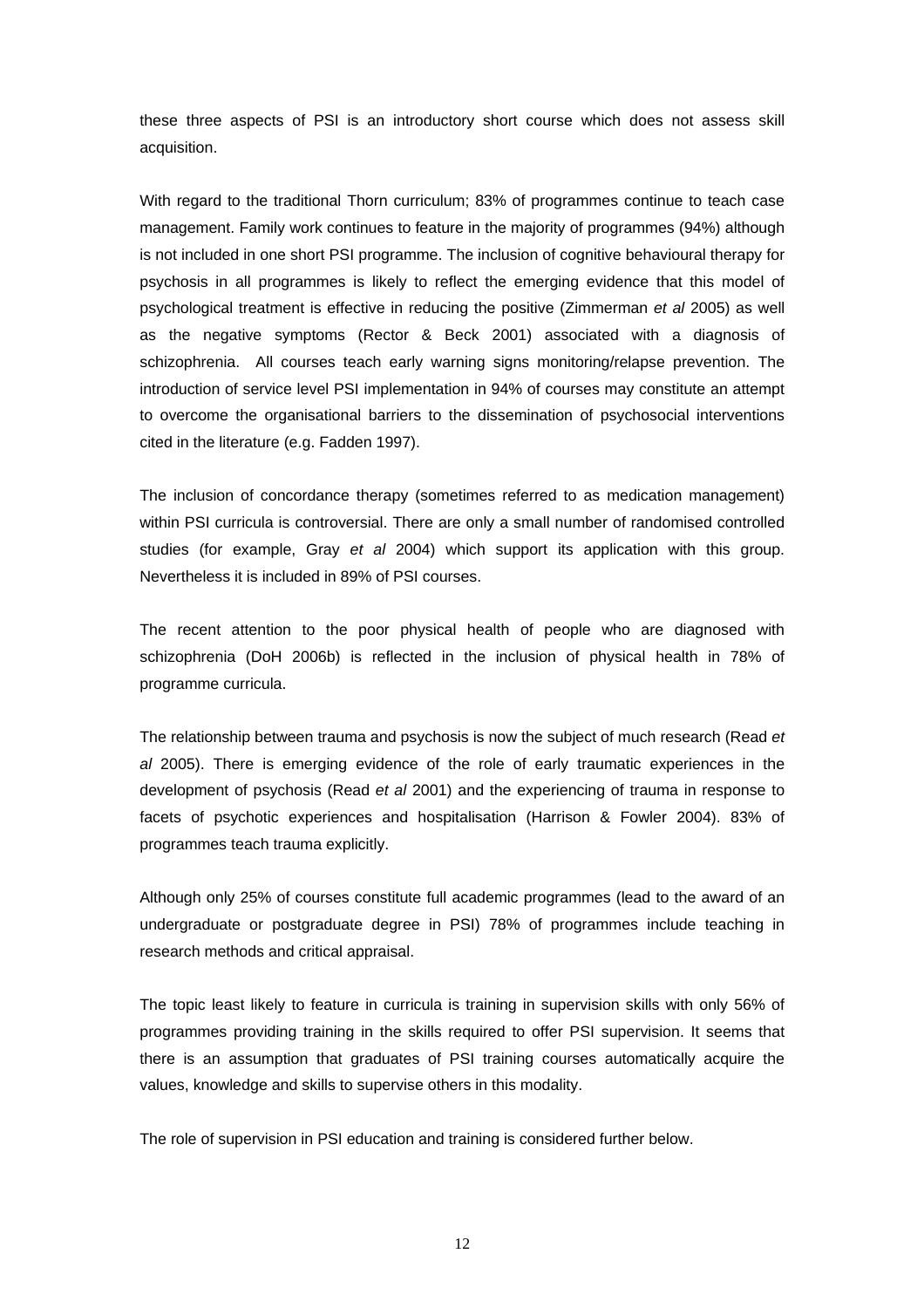these three aspects of PSI is an introductory short course which does not assess skill acquisition.

With regard to the traditional Thorn curriculum; 83% of programmes continue to teach case management. Family work continues to feature in the majority of programmes (94%) although is not included in one short PSI programme. The inclusion of cognitive behavioural therapy for psychosis in all programmes is likely to reflect the emerging evidence that this model of psychological treatment is effective in reducing the positive (Zimmerman *et al* 2005) as well as the negative symptoms (Rector & Beck 2001) associated with a diagnosis of schizophrenia. All courses teach early warning signs monitoring/relapse prevention. The introduction of service level PSI implementation in 94% of courses may constitute an attempt to overcome the organisational barriers to the dissemination of psychosocial interventions cited in the literature (e.g. Fadden 1997).

The inclusion of concordance therapy (sometimes referred to as medication management) within PSI curricula is controversial. There are only a small number of randomised controlled studies (for example, Gray *et al* 2004) which support its application with this group. Nevertheless it is included in 89% of PSI courses.

The recent attention to the poor physical health of people who are diagnosed with schizophrenia (DoH 2006b) is reflected in the inclusion of physical health in 78% of programme curricula.

The relationship between trauma and psychosis is now the subject of much research (Read *et al* 2005). There is emerging evidence of the role of early traumatic experiences in the development of psychosis (Read *et al* 2001) and the experiencing of trauma in response to facets of psychotic experiences and hospitalisation (Harrison & Fowler 2004). 83% of programmes teach trauma explicitly.

Although only 25% of courses constitute full academic programmes (lead to the award of an undergraduate or postgraduate degree in PSI) 78% of programmes include teaching in research methods and critical appraisal.

The topic least likely to feature in curricula is training in supervision skills with only 56% of programmes providing training in the skills required to offer PSI supervision. It seems that there is an assumption that graduates of PSI training courses automatically acquire the values, knowledge and skills to supervise others in this modality.

The role of supervision in PSI education and training is considered further below.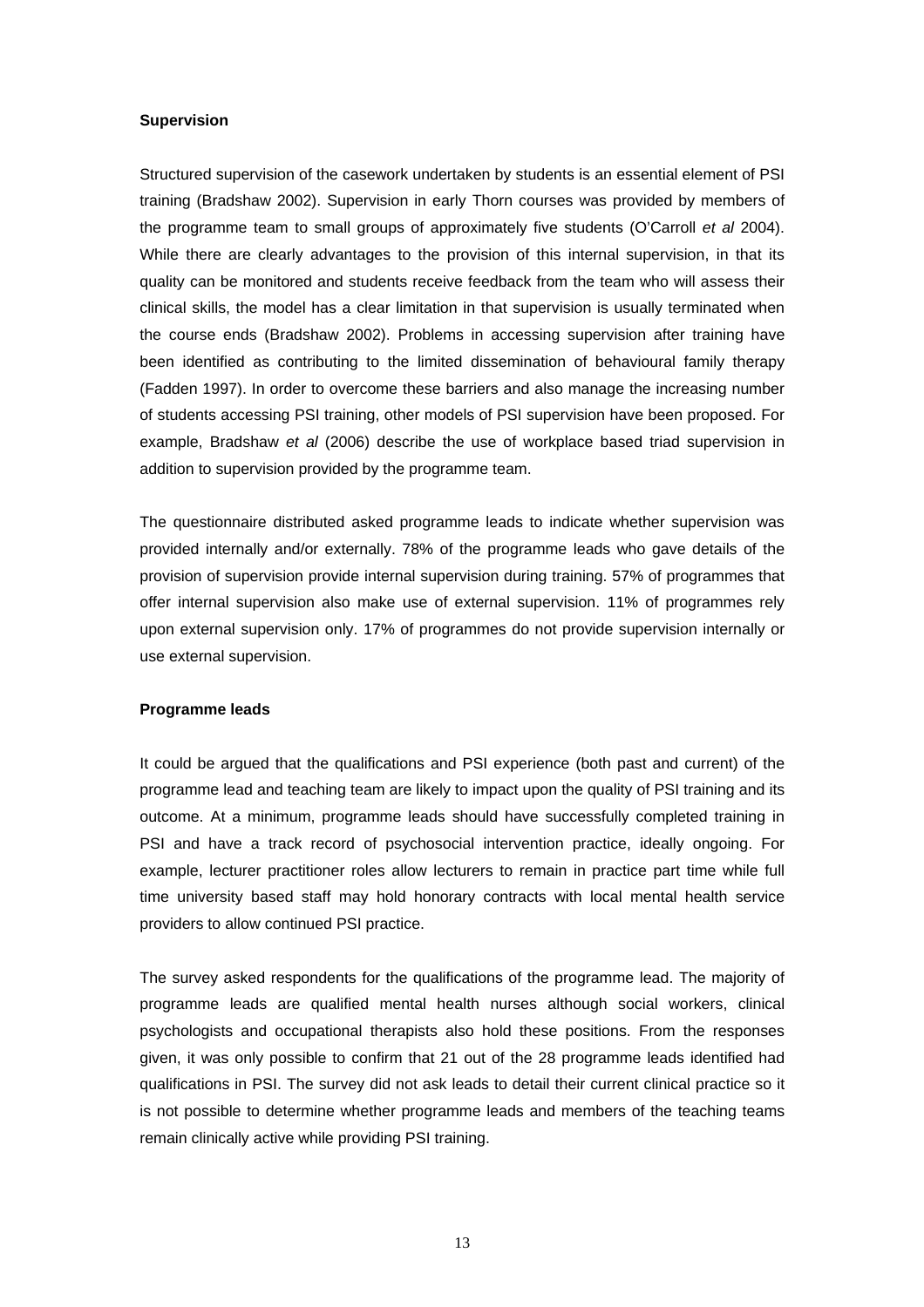**Supervision**

Structured supervision of the casework undertaken by students is an essential element of PSI training (Bradshaw 2002). Supervision in early Thorn courses was provided by members of the programme team to small groups of approximately five students (O'Carroll *et al* 2004). While there are clearly advantages to the provision of this internal supervision, in that its quality can be monitored and students receive feedback from the team who will assess their clinical skills, the model has a clear limitation in that supervision is usually terminated when the course ends (Bradshaw 2002). Problems in accessing supervision after training have been identified as contributing to the limited dissemination of behavioural family therapy (Fadden 1997). In order to overcome these barriers and also manage the increasing number of students accessing PSI training, other models of PSI supervision have been proposed. For example, Bradshaw *et al* (2006) describe the use of workplace based triad supervision in addition to supervision provided by the programme team.

The questionnaire distributed asked programme leads to indicate whether supervision was provided internally and/or externally. 78% of the programme leads who gave details of the provision of supervision provide internal supervision during training. 57% of programmes that offer internal supervision also make use of external supervision. 11% of programmes rely upon external supervision only. 17% of programmes do not provide supervision internally or use external supervision.

**Programme leads**

It could be argued that the qualifications and PSI experience (both past and current) of the programme lead and teaching team are likely to impact upon the quality of PSI training and its outcome. At a minimum, programme leads should have successfully completed training in PSI and have a track record of psychosocial intervention practice, ideally ongoing. For example, lecturer practitioner roles allow lecturers to remain in practice part time while full time university based staff may hold honorary contracts with local mental health service providers to allow continued PSI practice.

The survey asked respondents for the qualifications of the programme lead. The majority of programme leads are qualified mental health nurses although social workers, clinical psychologists and occupational therapists also hold these positions. From the responses given, it was only possible to confirm that 21 out of the 28 programme leads identified had qualifications in PSI. The survey did not ask leads to detail their current clinical practice so it is not possible to determine whether programme leads and members of the teaching teams remain clinically active while providing PSI training.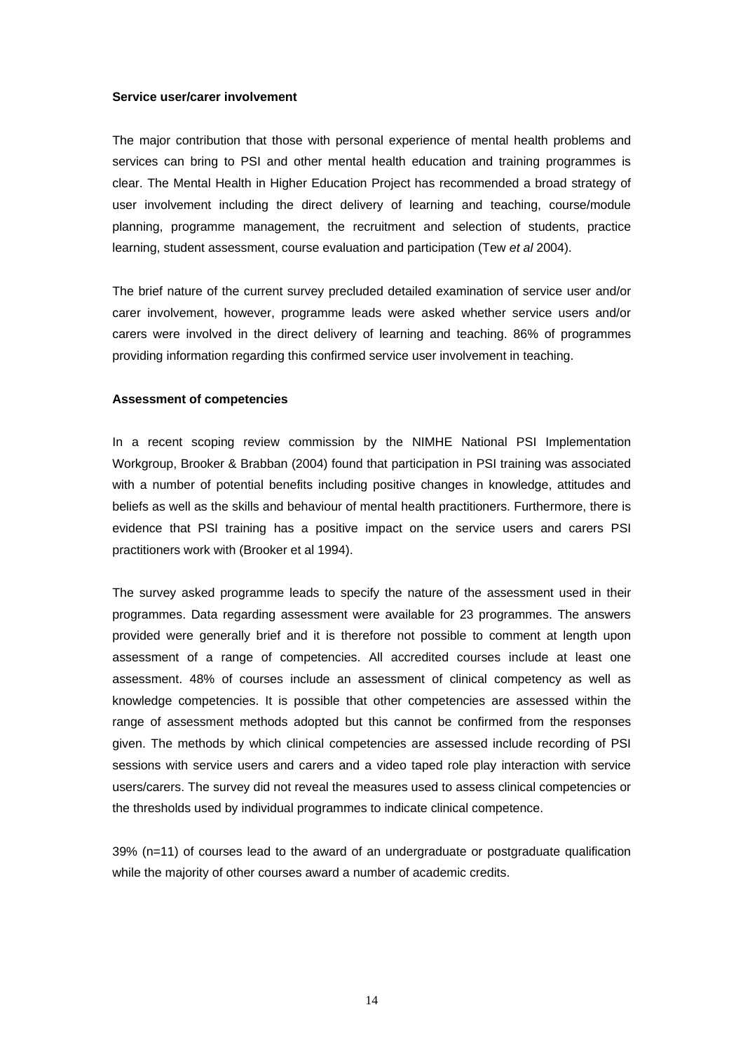**Service user/carer involvement**

The major contribution that those with personal experience of mental health problems and services can bring to PSI and other mental health education and training programmes is clear. The Mental Health in Higher Education Project has recommended a broad strategy of user involvement including the direct delivery of learning and teaching, course/module planning, programme management, the recruitment and selection of students, practice learning, student assessment, course evaluation and participation (Tew *et al* 2004).

The brief nature of the current survey precluded detailed examination of service user and/or carer involvement, however, programme leads were asked whether service users and/or carers were involved in the direct delivery of learning and teaching. 86% of programmes providing information regarding this confirmed service user involvement in teaching.

**Assessment of competencies**

In a recent scoping review commission by the NIMHE National PSI Implementation Workgroup, Brooker & Brabban (2004) found that participation in PSI training was associated with a number of potential benefits including positive changes in knowledge, attitudes and beliefs as well as the skills and behaviour of mental health practitioners. Furthermore, there is evidence that PSI training has a positive impact on the service users and carers PSI practitioners work with (Brooker et al 1994).

The survey asked programme leads to specify the nature of the assessment used in their programmes. Data regarding assessment were available for 23 programmes. The answers provided were generally brief and it is therefore not possible to comment at length upon assessment of a range of competencies. All accredited courses include at least one assessment. 48% of courses include an assessment of clinical competency as well as knowledge competencies. It is possible that other competencies are assessed within the range of assessment methods adopted but this cannot be confirmed from the responses given. The methods by which clinical competencies are assessed include recording of PSI sessions with service users and carers and a video taped role play interaction with service users/carers. The survey did not reveal the measures used to assess clinical competencies or the thresholds used by individual programmes to indicate clinical competence.

39% (n=11) of courses lead to the award of an undergraduate or postgraduate qualification while the majority of other courses award a number of academic credits.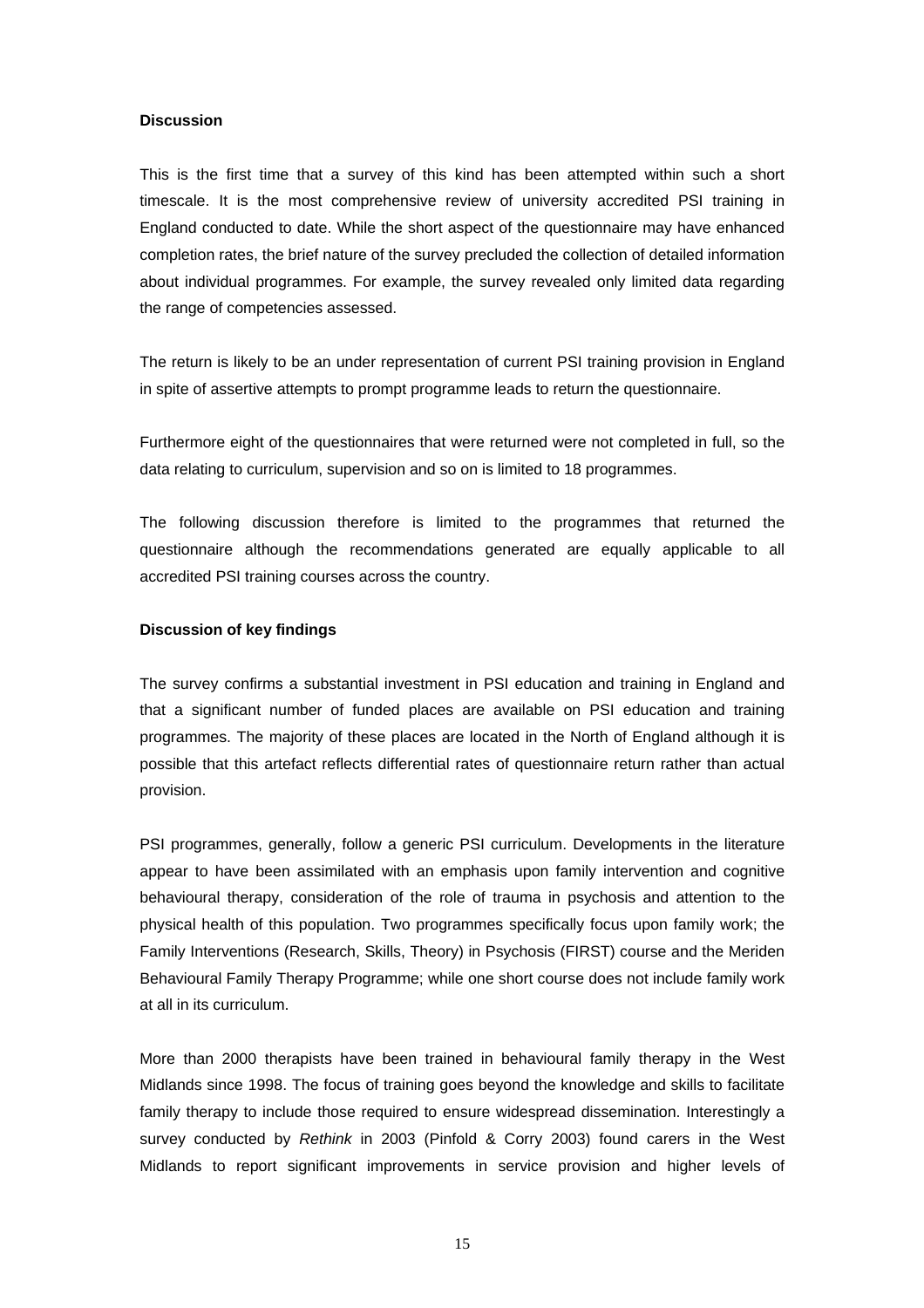**Discussion**

This is the first time that a survey of this kind has been attempted within such a short timescale. It is the most comprehensive review of university accredited PSI training in England conducted to date. While the short aspect of the questionnaire may have enhanced completion rates, the brief nature of the survey precluded the collection of detailed information about individual programmes. For example, the survey revealed only limited data regarding the range of competencies assessed.

The return is likely to be an under representation of current PSI training provision in England in spite of assertive attempts to prompt programme leads to return the questionnaire.

Furthermore eight of the questionnaires that were returned were not completed in full, so the data relating to curriculum, supervision and so on is limited to 18 programmes.

The following discussion therefore is limited to the programmes that returned the questionnaire although the recommendations generated are equally applicable to all accredited PSI training courses across the country.

**Discussion of key findings**

The survey confirms a substantial investment in PSI education and training in England and that a significant number of funded places are available on PSI education and training programmes. The majority of these places are located in the North of England although it is possible that this artefact reflects differential rates of questionnaire return rather than actual provision.

PSI programmes, generally, follow a generic PSI curriculum. Developments in the literature appear to have been assimilated with an emphasis upon family intervention and cognitive behavioural therapy, consideration of the role of trauma in psychosis and attention to the physical health of this population. Two programmes specifically focus upon family work; the Family Interventions (Research, Skills, Theory) in Psychosis (FIRST) course and the Meriden Behavioural Family Therapy Programme; while one short course does not include family work at all in its curriculum.

More than 2000 therapists have been trained in behavioural family therapy in the West Midlands since 1998. The focus of training goes beyond the knowledge and skills to facilitate family therapy to include those required to ensure widespread dissemination. Interestingly a survey conducted by *Rethink* in 2003 (Pinfold & Corry 2003) found carers in the West Midlands to report significant improvements in service provision and higher levels of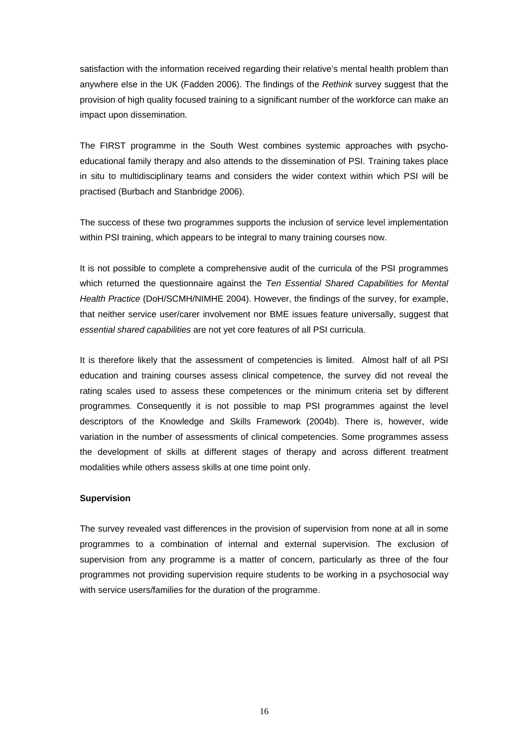satisfaction with the information received regarding their relative's mental health problem than anywhere else in the UK (Fadden 2006). The findings of the *Rethink* survey suggest that the provision of high quality focused training to a significant number of the workforce can make an impact upon dissemination.

The FIRST programme in the South West combines systemic approaches with psycho-educational family therapy and also attends to the dissemination of PSI. Training takes place in situ to multidisciplinary teams and considers the wider context within which PSI will be practised (Burbach and Stanbridge 2006).

The success of these two programmes supports the inclusion of service level implementation within PSI training, which appears to be integral to many training courses now.

It is not possible to complete a comprehensive audit of the curricula of the PSI programmes which returned the questionnaire against the *Ten Essential Shared Capabilities for Mental Health Practice* (DoH/SCMH/NIMHE 2004). However, the findings of the survey, for example, that neither service user/carer involvement nor BME issues feature universally, suggest that *essential shared capabilities* are not yet core features of all PSI curricula.

It is therefore likely that the assessment of competencies is limited. Almost half of all PSI education and training courses assess clinical competence, the survey did not reveal the rating scales used to assess these competences or the minimum criteria set by different programmes. Consequently it is not possible to map PSI programmes against the level descriptors of the Knowledge and Skills Framework (2004b). There is, however, wide variation in the number of assessments of clinical competencies. Some programmes assess the development of skills at different stages of therapy and across different treatment modalities while others assess skills at one time point only.

**Supervision**

The survey revealed vast differences in the provision of supervision from none at all in some programmes to a combination of internal and external supervision. The exclusion of supervision from any programme is a matter of concern, particularly as three of the four programmes not providing supervision require students to be working in a psychosocial way with service users/families for the duration of the programme.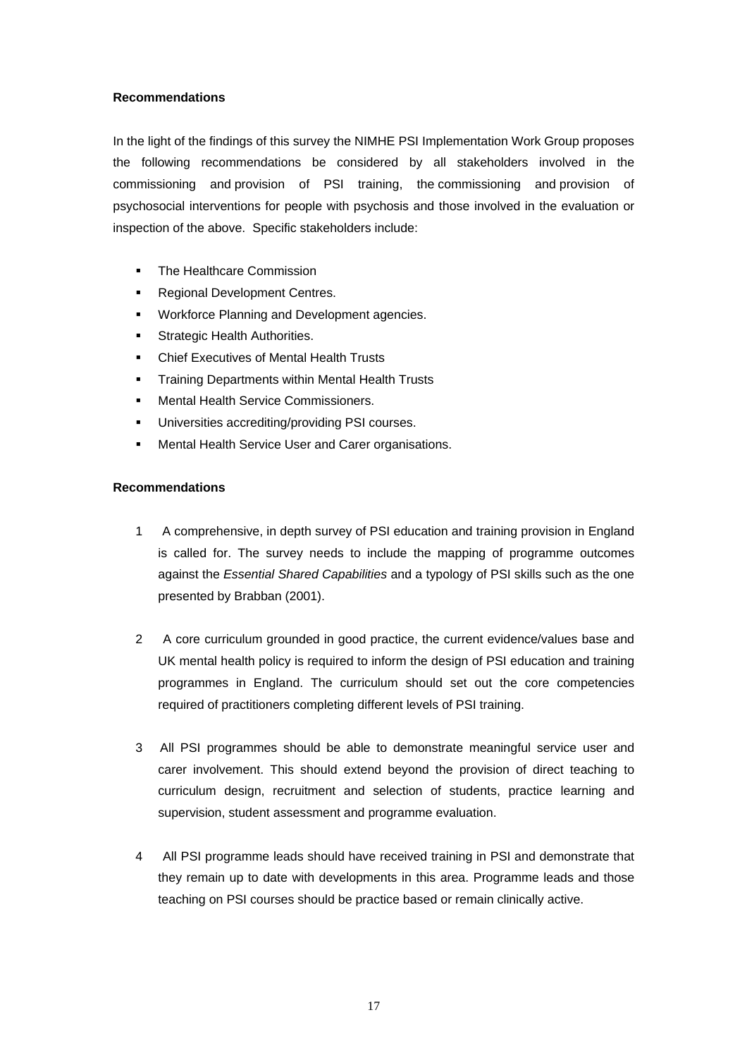**Recommendations**

In the light of the findings of this survey the NIMHE PSI Implementation Work Group proposes the following recommendations be considered by all stakeholders involved in the commissioning and provision of PSI training, the commissioning and provision of psychosocial interventions for people with psychosis and those involved in the evaluation or inspection of the above. Specific stakeholders include:

- The Healthcare Commission
- Regional Development Centres.
- Workforce Planning and Development agencies.
- Strategic Health Authorities.
- Chief Executives of Mental Health Trusts
- Training Departments within Mental Health Trusts
- Mental Health Service Commissioners.
- Universities accrediting/providing PSI courses.
- Mental Health Service User and Carer organisations.

**Recommendations**

1. A comprehensive, in depth survey of PSI education and training provision in England is called for. The survey needs to include the mapping of programme outcomes against the *Essential Shared Capabilities* and a typology of PSI skills such as the one presented by Brabban (2001).

2. A core curriculum grounded in good practice, the current evidence/values base and UK mental health policy is required to inform the design of PSI education and training programmes in England. The curriculum should set out the core competencies required of practitioners completing different levels of PSI training.

3. All PSI programmes should be able to demonstrate meaningful service user and carer involvement. This should extend beyond the provision of direct teaching to curriculum design, recruitment and selection of students, practice learning and supervision, student assessment and programme evaluation.

4. All PSI programme leads should have received training in PSI and demonstrate that they remain up to date with developments in this area. Programme leads and those teaching on PSI courses should be practice based or remain clinically active.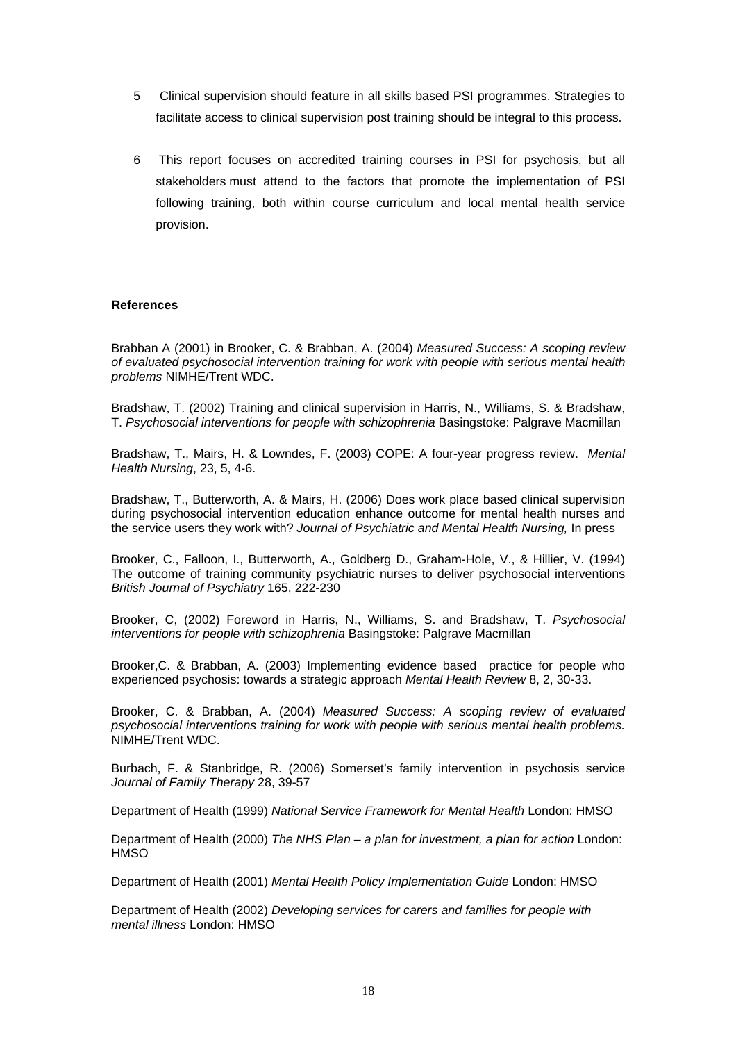5 Clinical supervision should feature in all skills based PSI programmes. Strategies to facilitate access to clinical supervision post training should be integral to this process.

6 This report focuses on accredited training courses in PSI for psychosis, but all stakeholders must attend to the factors that promote the implementation of PSI following training, both within course curriculum and local mental health service provision.

**References**

Brabban A (2001) in Brooker, C. & Brabban, A. (2004) *Measured Success: A scoping review of evaluated psychosocial intervention training for work with people with serious mental health problems* NIMHE/Trent WDC.

Bradshaw, T. (2002) Training and clinical supervision in Harris, N., Williams, S. & Bradshaw, T. *Psychosocial interventions for people with schizophrenia* Basingstoke: Palgrave Macmillan

Bradshaw, T., Mairs, H. & Lowndes, F. (2003) COPE: A four-year progress review. *Mental Health Nursing*, 23, 5, 4-6.

Bradshaw, T., Butterworth, A. & Mairs, H. (2006) Does work place based clinical supervision during psychosocial intervention education enhance outcome for mental health nurses and the service users they work with? *Journal of Psychiatric and Mental Health Nursing,* In press

Brooker, C., Falloon, I., Butterworth, A., Goldberg D., Graham-Hole, V., & Hillier, V. (1994) The outcome of training community psychiatric nurses to deliver psychosocial interventions *British Journal of Psychiatry* 165, 222-230

Brooker, C, (2002) Foreword in Harris, N., Williams, S. and Bradshaw, T. *Psychosocial interventions for people with schizophrenia* Basingstoke: Palgrave Macmillan

Brooker,C. & Brabban, A. (2003) Implementing evidence based practice for people who experienced psychosis: towards a strategic approach *Mental Health Review* 8, 2, 30-33.

Brooker, C. & Brabban, A. (2004) *Measured Success: A scoping review of evaluated psychosocial interventions training for work with people with serious mental health problems.* NIMHE/Trent WDC.

Burbach, F. & Stanbridge, R. (2006) Somerset's family intervention in psychosis service *Journal of Family Therapy* 28, 39-57

Department of Health (1999) *National Service Framework for Mental Health* London: HMSO

Department of Health (2000) *The NHS Plan – a plan for investment, a plan for action* London: HMSO

Department of Health (2001) *Mental Health Policy Implementation Guide* London: HMSO

Department of Health (2002) *Developing services for carers and families for people with mental illness* London: HMSO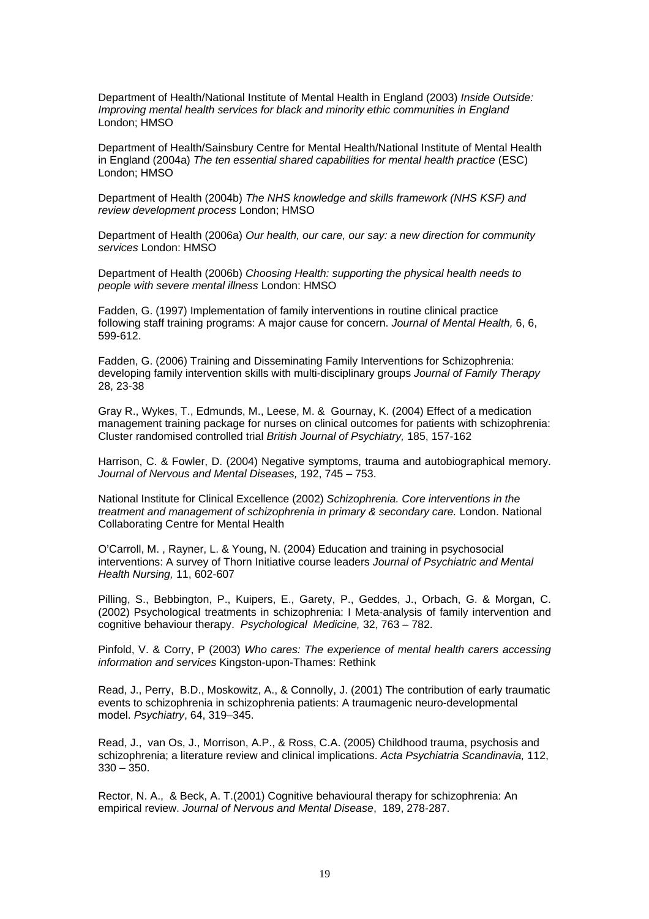Department of Health/National Institute of Mental Health in England (2003) *Inside Outside: Improving mental health services for black and minority ethic communities in England* London; HMSO

Department of Health/Sainsbury Centre for Mental Health/National Institute of Mental Health in England (2004a) *The ten essential shared capabilities for mental health practice* (ESC) London; HMSO

Department of Health (2004b) *The NHS knowledge and skills framework (NHS KSF) and review development process* London; HMSO

Department of Health (2006a) *Our health, our care, our say: a new direction for community services* London: HMSO

Department of Health (2006b) *Choosing Health: supporting the physical health needs to people with severe mental illness* London: HMSO

Fadden, G. (1997) Implementation of family interventions in routine clinical practice following staff training programs: A major cause for concern. *Journal of Mental Health,* 6, 6, 599-612.

Fadden, G. (2006) Training and Disseminating Family Interventions for Schizophrenia: developing family intervention skills with multi-disciplinary groups *Journal of Family Therapy* 28, 23-38

Gray R., Wykes, T., Edmunds, M., Leese, M. & Gournay, K. (2004) Effect of a medication management training package for nurses on clinical outcomes for patients with schizophrenia: Cluster randomised controlled trial *British Journal of Psychiatry,* 185, 157-162

Harrison, C. & Fowler, D. (2004) Negative symptoms, trauma and autobiographical memory. *Journal of Nervous and Mental Diseases,* 192, 745 – 753.

National Institute for Clinical Excellence (2002) *Schizophrenia. Core interventions in the treatment and management of schizophrenia in primary & secondary care.* London. National Collaborating Centre for Mental Health

O'Carroll, M. , Rayner, L. & Young, N. (2004) Education and training in psychosocial interventions: A survey of Thorn Initiative course leaders *Journal of Psychiatric and Mental Health Nursing,* 11, 602-607

Pilling, S., Bebbington, P., Kuipers, E., Garety, P., Geddes, J., Orbach, G. & Morgan, C. (2002) Psychological treatments in schizophrenia: I Meta-analysis of family intervention and cognitive behaviour therapy. *Psychological Medicine,* 32, 763 – 782.

Pinfold, V. & Corry, P (2003) *Who cares: The experience of mental health carers accessing information and services* Kingston-upon-Thames: Rethink

Read, J., Perry, B.D., Moskowitz, A., & Connolly, J. (2001) The contribution of early traumatic events to schizophrenia in schizophrenia patients: A traumagenic neuro-developmental model. *Psychiatry*, 64, 319–345.

Read, J., van Os, J., Morrison, A.P., & Ross, C.A. (2005) Childhood trauma, psychosis and schizophrenia; a literature review and clinical implications. *Acta Psychiatria Scandinavia,* 112, 330 – 350.

Rector, N. A., & Beck, A. T.(2001) Cognitive behavioural therapy for schizophrenia: An empirical review. *Journal of Nervous and Mental Disease*, 189, 278-287.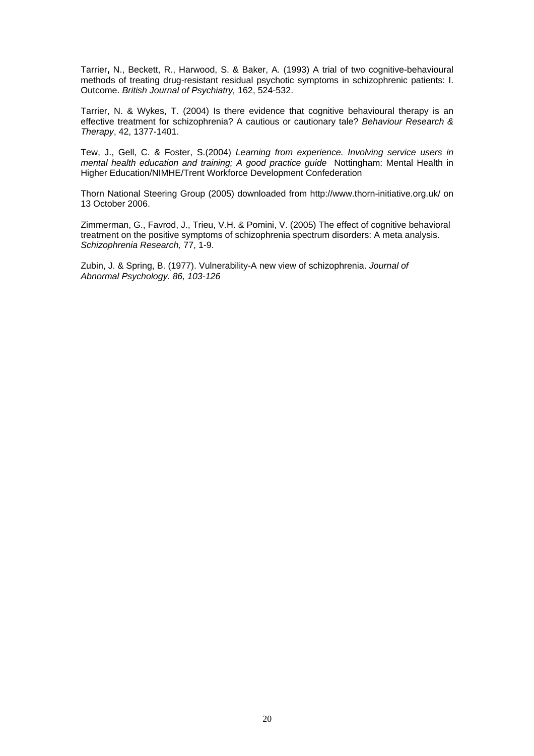Tarrier, N., Beckett, R., Harwood, S. & Baker, A. (1993) A trial of two cognitive-behavioural methods of treating drug-resistant residual psychotic symptoms in schizophrenic patients: I. Outcome. *British Journal of Psychiatry,* 162, 524-532.

Tarrier, N. & Wykes, T. (2004) Is there evidence that cognitive behavioural therapy is an effective treatment for schizophrenia? A cautious or cautionary tale? *Behaviour Research & Therapy*, 42, 1377-1401.

Tew, J., Gell, C. & Foster, S.(2004) *Learning from experience. Involving service users in mental health education and training; A good practice guide* Nottingham: Mental Health in Higher Education/NIMHE/Trent Workforce Development Confederation

Thorn National Steering Group (2005) downloaded from http://www.thorn-initiative.org.uk/ on 13 October 2006.

Zimmerman, G., Favrod, J., Trieu, V.H. & Pomini, V. (2005) The effect of cognitive behavioral treatment on the positive symptoms of schizophrenia spectrum disorders: A meta analysis. *Schizophrenia Research,* 77, 1-9.

Zubin, J. & Spring, B. (1977). Vulnerability-A new view of schizophrenia. *Journal of Abnormal Psychology. 86, 103-126*